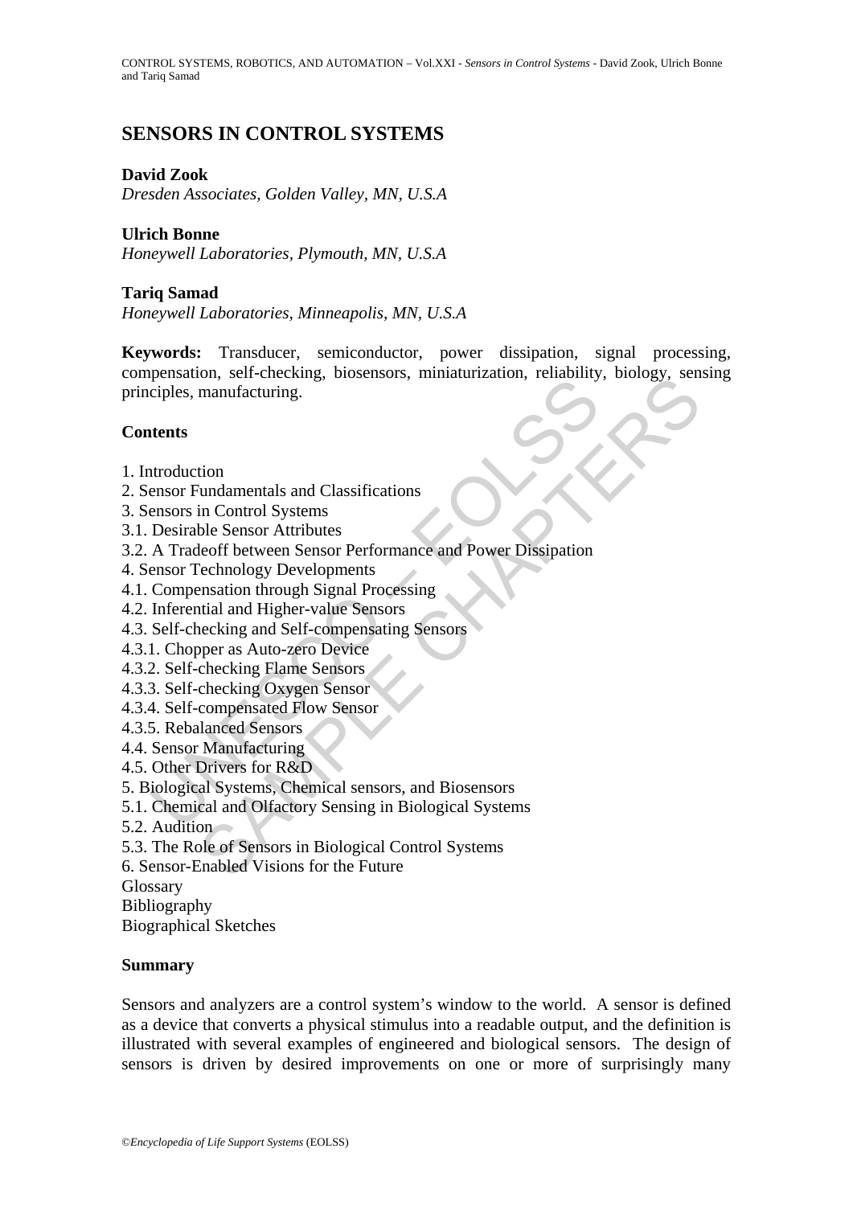# SENSORS IN CONTROL SYSTEMS

**David Zook**
*Dresden Associates, Golden Valley, MN, U.S.A*

**Ulrich Bonne**
*Honeywell Laboratories, Plymouth, MN, U.S.A*

**Tariq Samad**
*Honeywell Laboratories, Minneapolis, MN, U.S.A*

**Keywords:** Transducer, semiconductor, power dissipation, signal processing, compensation, self-checking, biosensors, miniaturization, reliability, biology, sensing principles, manufacturing.

## Contents

1. Introduction
2. Sensor Fundamentals and Classifications
3. Sensors in Control Systems
3.1. Desirable Sensor Attributes
3.2. A Tradeoff between Sensor Performance and Power Dissipation
4. Sensor Technology Developments
4.1. Compensation through Signal Processing
4.2. Inferential and Higher-value Sensors
4.3. Self-checking and Self-compensating Sensors
4.3.1. Chopper as Auto-zero Device
4.3.2. Self-checking Flame Sensors
4.3.3. Self-checking Oxygen Sensor
4.3.4. Self-compensated Flow Sensor
4.3.5. Rebalanced Sensors
4.4. Sensor Manufacturing
4.5. Other Drivers for R&D
5. Biological Systems, Chemical sensors, and Biosensors
5.1. Chemical and Olfactory Sensing in Biological Systems
5.2. Audition
5.3. The Role of Sensors in Biological Control Systems
6. Sensor-Enabled Visions for the Future
Glossary
Bibliography
Biographical Sketches

## Summary

Sensors and analyzers are a control system's window to the world. A sensor is defined as a device that converts a physical stimulus into a readable output, and the definition is illustrated with several examples of engineered and biological sensors. The design of sensors is driven by desired improvements on one or more of surprisingly many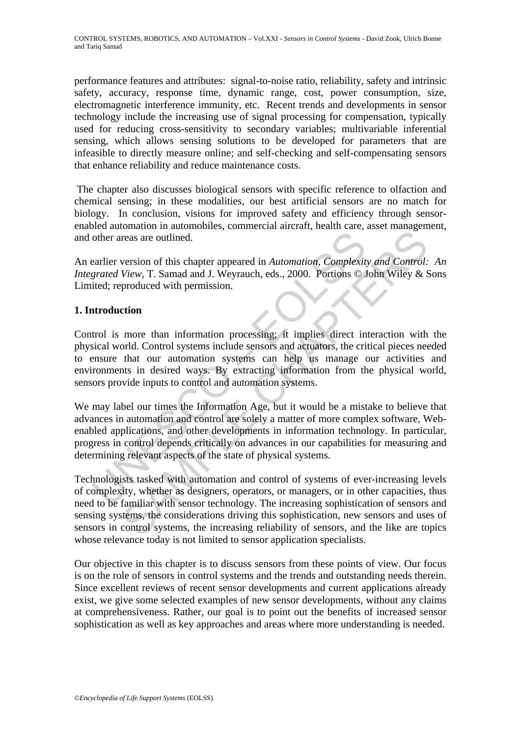performance features and attributes: signal-to-noise ratio, reliability, safety and intrinsic safety, accuracy, response time, dynamic range, cost, power consumption, size, electromagnetic interference immunity, etc. Recent trends and developments in sensor technology include the increasing use of signal processing for compensation, typically used for reducing cross-sensitivity to secondary variables; multivariable inferential sensing, which allows sensing solutions to be developed for parameters that are infeasible to directly measure online; and self-checking and self-compensating sensors that enhance reliability and reduce maintenance costs.

The chapter also discusses biological sensors with specific reference to olfaction and chemical sensing; in these modalities, our best artificial sensors are no match for biology. In conclusion, visions for improved safety and efficiency through sensor-enabled automation in automobiles, commercial aircraft, health care, asset management, and other areas are outlined.

An earlier version of this chapter appeared in *Automation, Complexity and Control: An Integrated View*, T. Samad and J. Weyrauch, eds., 2000. Portions © John Wiley & Sons Limited; reproduced with permission.

## 1. Introduction

Control is more than information processing; it implies direct interaction with the physical world. Control systems include sensors and actuators, the critical pieces needed to ensure that our automation systems can help us manage our activities and environments in desired ways. By extracting information from the physical world, sensors provide inputs to control and automation systems.

We may label our times the Information Age, but it would be a mistake to believe that advances in automation and control are solely a matter of more complex software, Web-enabled applications, and other developments in information technology. In particular, progress in control depends critically on advances in our capabilities for measuring and determining relevant aspects of the state of physical systems.

Technologists tasked with automation and control of systems of ever-increasing levels of complexity, whether as designers, operators, or managers, or in other capacities, thus need to be familiar with sensor technology. The increasing sophistication of sensors and sensing systems, the considerations driving this sophistication, new sensors and uses of sensors in control systems, the increasing reliability of sensors, and the like are topics whose relevance today is not limited to sensor application specialists.

Our objective in this chapter is to discuss sensors from these points of view. Our focus is on the role of sensors in control systems and the trends and outstanding needs therein. Since excellent reviews of recent sensor developments and current applications already exist, we give some selected examples of new sensor developments, without any claims at comprehensiveness. Rather, our goal is to point out the benefits of increased sensor sophistication as well as key approaches and areas where more understanding is needed.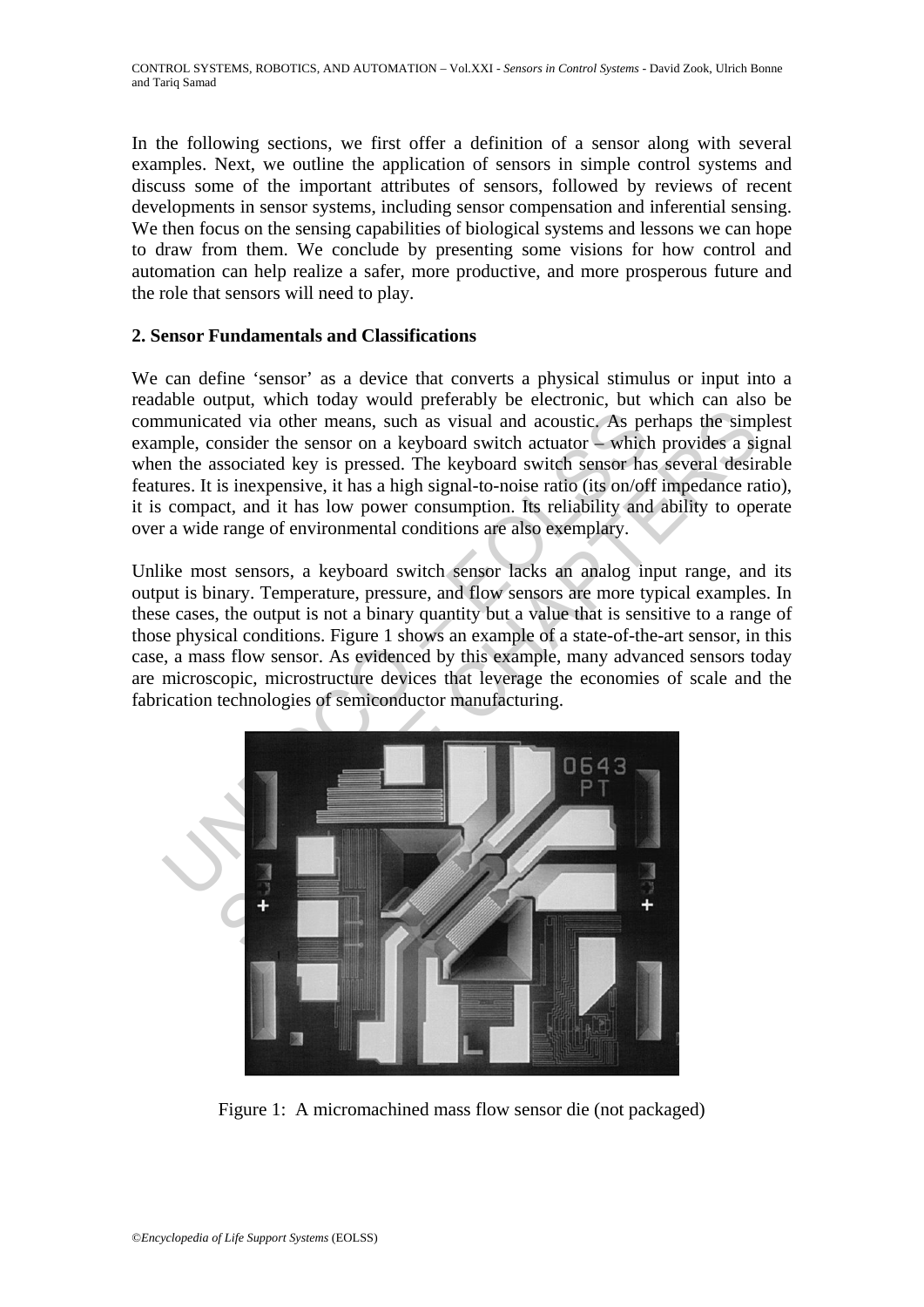In the following sections, we first offer a definition of a sensor along with several examples. Next, we outline the application of sensors in simple control systems and discuss some of the important attributes of sensors, followed by reviews of recent developments in sensor systems, including sensor compensation and inferential sensing. We then focus on the sensing capabilities of biological systems and lessons we can hope to draw from them. We conclude by presenting some visions for how control and automation can help realize a safer, more productive, and more prosperous future and the role that sensors will need to play.

## 2. Sensor Fundamentals and Classifications

We can define 'sensor' as a device that converts a physical stimulus or input into a readable output, which today would preferably be electronic, but which can also be communicated via other means, such as visual and acoustic. As perhaps the simplest example, consider the sensor on a keyboard switch actuator – which provides a signal when the associated key is pressed. The keyboard switch sensor has several desirable features. It is inexpensive, it has a high signal-to-noise ratio (its on/off impedance ratio), it is compact, and it has low power consumption. Its reliability and ability to operate over a wide range of environmental conditions are also exemplary.

Unlike most sensors, a keyboard switch sensor lacks an analog input range, and its output is binary. Temperature, pressure, and flow sensors are more typical examples. In these cases, the output is not a binary quantity but a value that is sensitive to a range of those physical conditions. Figure 1 shows an example of a state-of-the-art sensor, in this case, a mass flow sensor. As evidenced by this example, many advanced sensors today are microscopic, microstructure devices that leverage the economies of scale and the fabrication technologies of semiconductor manufacturing.

Figure 1: A micromachined mass flow sensor die (not packaged)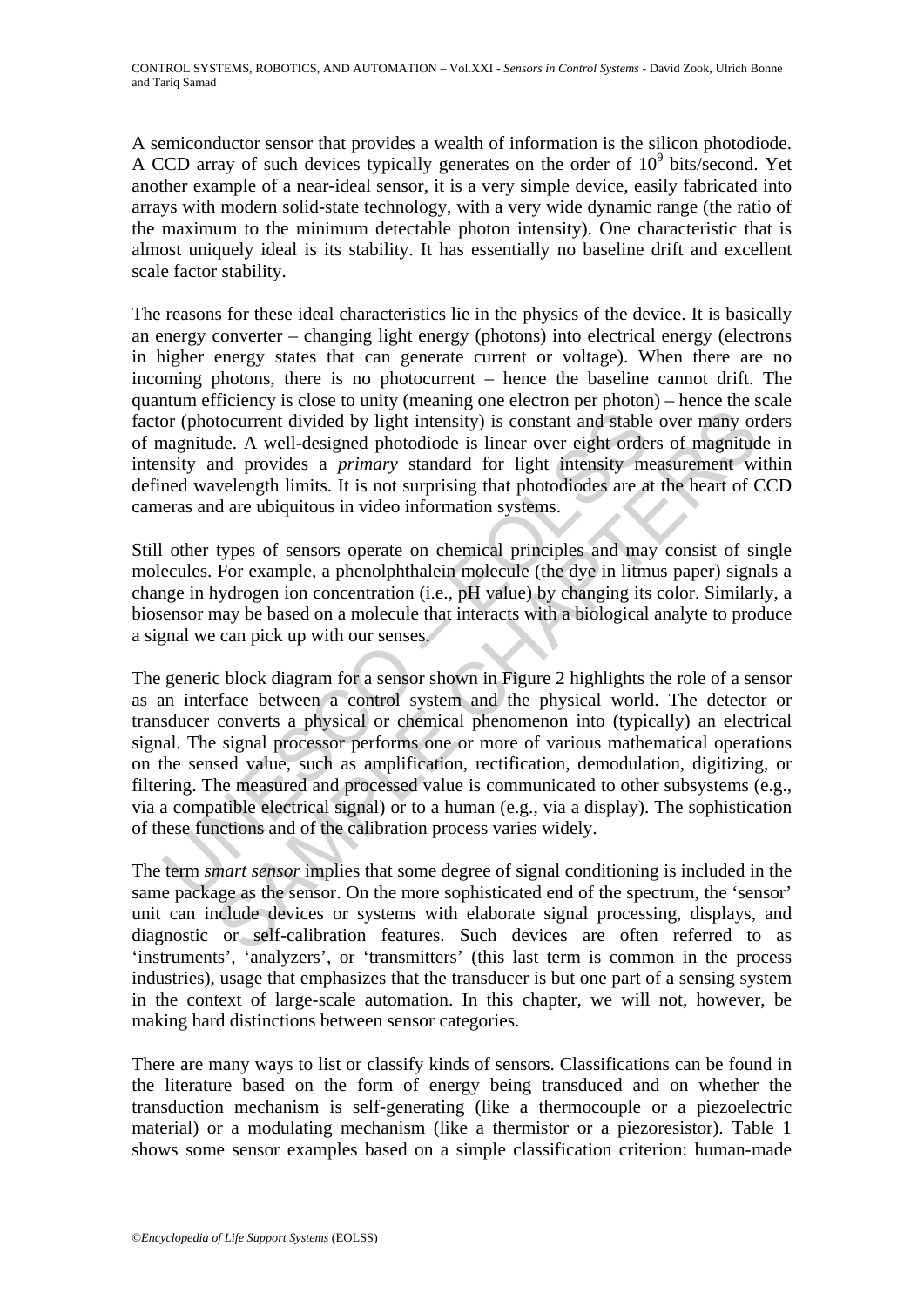A semiconductor sensor that provides a wealth of information is the silicon photodiode. A CCD array of such devices typically generates on the order of $10^9$ bits/second. Yet another example of a near-ideal sensor, it is a very simple device, easily fabricated into arrays with modern solid-state technology, with a very wide dynamic range (the ratio of the maximum to the minimum detectable photon intensity). One characteristic that is almost uniquely ideal is its stability. It has essentially no baseline drift and excellent scale factor stability.

The reasons for these ideal characteristics lie in the physics of the device. It is basically an energy converter – changing light energy (photons) into electrical energy (electrons in higher energy states that can generate current or voltage). When there are no incoming photons, there is no photocurrent – hence the baseline cannot drift. The quantum efficiency is close to unity (meaning one electron per photon) – hence the scale factor (photocurrent divided by light intensity) is constant and stable over many orders of magnitude. A well-designed photodiode is linear over eight orders of magnitude in intensity and provides a *primary* standard for light intensity measurement within defined wavelength limits. It is not surprising that photodiodes are at the heart of CCD cameras and are ubiquitous in video information systems.

Still other types of sensors operate on chemical principles and may consist of single molecules. For example, a phenolphthalein molecule (the dye in litmus paper) signals a change in hydrogen ion concentration (i.e., pH value) by changing its color. Similarly, a biosensor may be based on a molecule that interacts with a biological analyte to produce a signal we can pick up with our senses.

The generic block diagram for a sensor shown in Figure 2 highlights the role of a sensor as an interface between a control system and the physical world. The detector or transducer converts a physical or chemical phenomenon into (typically) an electrical signal. The signal processor performs one or more of various mathematical operations on the sensed value, such as amplification, rectification, demodulation, digitizing, or filtering. The measured and processed value is communicated to other subsystems (e.g., via a compatible electrical signal) or to a human (e.g., via a display). The sophistication of these functions and of the calibration process varies widely.

The term *smart sensor* implies that some degree of signal conditioning is included in the same package as the sensor. On the more sophisticated end of the spectrum, the 'sensor' unit can include devices or systems with elaborate signal processing, displays, and diagnostic or self-calibration features. Such devices are often referred to as 'instruments', 'analyzers', or 'transmitters' (this last term is common in the process industries), usage that emphasizes that the transducer is but one part of a sensing system in the context of large-scale automation. In this chapter, we will not, however, be making hard distinctions between sensor categories.

There are many ways to list or classify kinds of sensors. Classifications can be found in the literature based on the form of energy being transduced and on whether the transduction mechanism is self-generating (like a thermocouple or a piezoelectric material) or a modulating mechanism (like a thermistor or a piezoresistor). Table 1 shows some sensor examples based on a simple classification criterion: human-made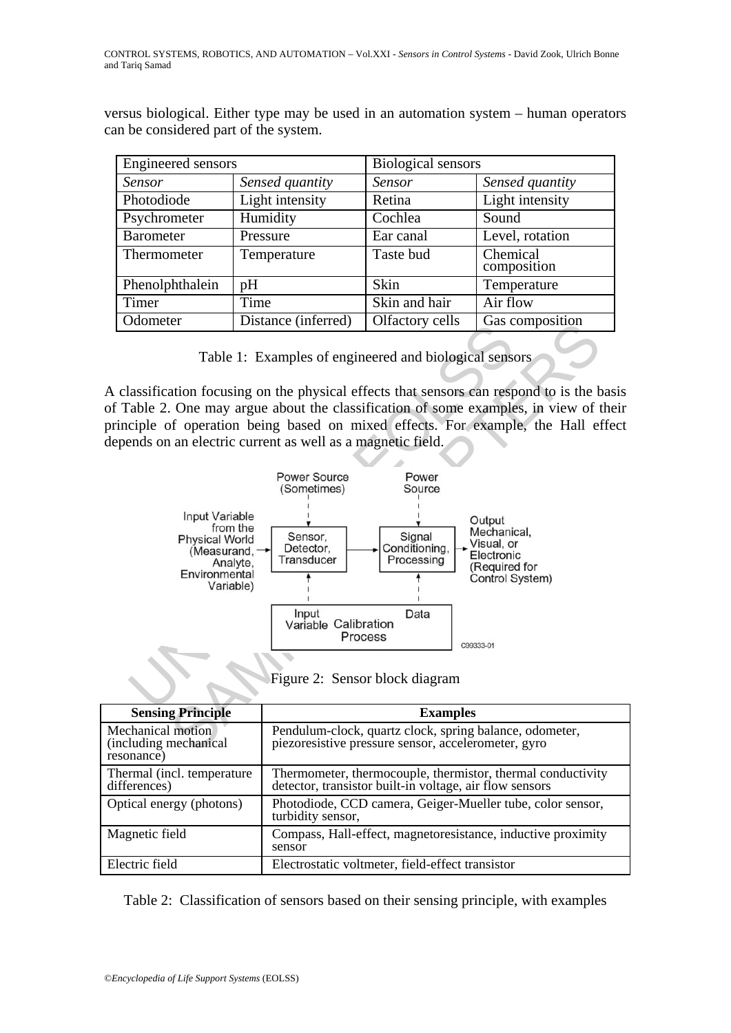versus biological. Either type may be used in an automation system – human operators can be considered part of the system.

| Engineered sensors | | Biological sensors | |
|---|---|---|---|
| *Sensor* | *Sensed quantity* | *Sensor* | *Sensed quantity* |
| Photodiode | Light intensity | Retina | Light intensity |
| Psychrometer | Humidity | Cochlea | Sound |
| Barometer | Pressure | Ear canal | Level, rotation |
| Thermometer | Temperature | Taste bud | Chemical composition |
| Phenolphthalein | pH | Skin | Temperature |
| Timer | Time | Skin and hair | Air flow |
| Odometer | Distance (inferred) | Olfactory cells | Gas composition |

Table 1: Examples of engineered and biological sensors

A classification focusing on the physical effects that sensors can respond to is the basis of Table 2. One may argue about the classification of some examples, in view of their principle of operation being based on mixed effects. For example, the Hall effect depends on an electric current as well as a magnetic field.

Figure 2: Sensor block diagram

| Sensing Principle | Examples |
|---|---|
| Mechanical motion (including mechanical resonance) | Pendulum-clock, quartz clock, spring balance, odometer, piezoresistive pressure sensor, accelerometer, gyro |
| Thermal (incl. temperature differences) | Thermometer, thermocouple, thermistor, thermal conductivity detector, transistor built-in voltage, air flow sensors |
| Optical energy (photons) | Photodiode, CCD camera, Geiger-Mueller tube, color sensor, turbidity sensor, |
| Magnetic field | Compass, Hall-effect, magnetoresistance, inductive proximity sensor |
| Electric field | Electrostatic voltmeter, field-effect transistor |

Table 2: Classification of sensors based on their sensing principle, with examples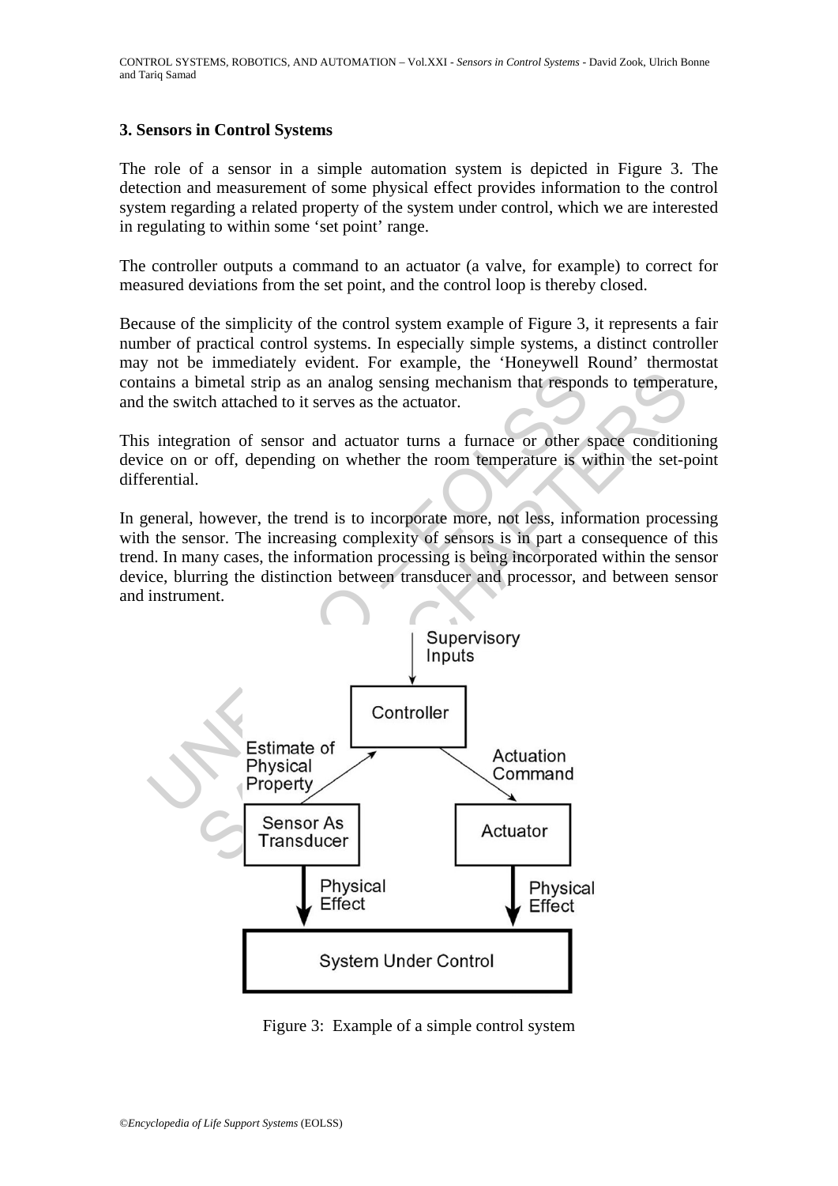### 3. Sensors in Control Systems

The role of a sensor in a simple automation system is depicted in Figure 3. The detection and measurement of some physical effect provides information to the control system regarding a related property of the system under control, which we are interested in regulating to within some 'set point' range.

The controller outputs a command to an actuator (a valve, for example) to correct for measured deviations from the set point, and the control loop is thereby closed.

Because of the simplicity of the control system example of Figure 3, it represents a fair number of practical control systems. In especially simple systems, a distinct controller may not be immediately evident. For example, the 'Honeywell Round' thermostat contains a bimetal strip as an analog sensing mechanism that responds to temperature, and the switch attached to it serves as the actuator.

This integration of sensor and actuator turns a furnace or other space conditioning device on or off, depending on whether the room temperature is within the set-point differential.

In general, however, the trend is to incorporate more, not less, information processing with the sensor. The increasing complexity of sensors is in part a consequence of this trend. In many cases, the information processing is being incorporated within the sensor device, blurring the distinction between transducer and processor, and between sensor and instrument.

Figure 3: Example of a simple control system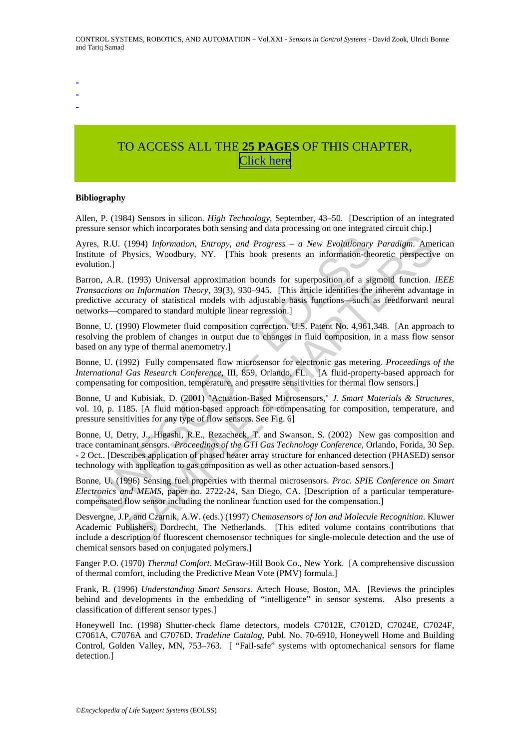-
-
-

TO ACCESS ALL THE **25 PAGES** OF THIS CHAPTER,
Click here

**Bibliography**

Allen, P. (1984) Sensors in silicon. *High Technology*, September, 43–50. [Description of an integrated pressure sensor which incorporates both sensing and data processing on one integrated circuit chip.]

Ayres, R.U. (1994) *Information, Entropy, and Progress – a New Evolutionary Paradigm*. American Institute of Physics, Woodbury, NY. [This book presents an information-theoretic perspective on evolution.]

Barron, A.R. (1993) Universal approximation bounds for superposition of a sigmoid function. *IEEE Transactions on Information Theory*, 39(3), 930–945. [This article identifies the inherent advantage in predictive accuracy of statistical models with adjustable basis functions—such as feedforward neural networks—compared to standard multiple linear regression.]

Bonne, U. (1990) Flowmeter fluid composition correction. U.S. Patent No. 4,961,348. [An approach to resolving the problem of changes in output due to changes in fluid composition, in a mass flow sensor based on any type of thermal anemometry.]

Bonne, U. (1992) Fully compensated flow microsensor for electronic gas metering. *Proceedings of the International Gas Research Conference*, III, 859, Orlando, FL. [A fluid-property-based approach for compensating for composition, temperature, and pressure sensitivities for thermal flow sensors.]

Bonne, U and Kubisiak, D. (2001) "Actuation-Based Microsensors," *J. Smart Materials & Structures*, vol. 10, p. 1185. [A fluid motion-based approach for compensating for composition, temperature, and pressure sensitivities for any type of flow sensors. See Fig. 6]

Bonne, U, Detry, J., Higashi, R.E., Rezacheck, T. and Swanson, S. (2002) New gas composition and trace contaminant sensors. *Proceedings of the GTI Gas Technology Conference*, Orlando, Forida, 30 Sep. - 2 Oct.. [Describes application of phased heater array structure for enhanced detection (PHASED) sensor technology with application to gas composition as well as other actuation-based sensors.]

Bonne, U. (1996) Sensing fuel properties with thermal microsensors. *Proc. SPIE Conference on Smart Electronics and MEMS*, paper no. 2722-24, San Diego, CA. [Description of a particular temperature-compensated flow sensor including the nonlinear function used for the compensation.]

Desvergne, J.P. and Czarnik, A.W. (eds.) (1997) *Chemosensors of Ion and Molecule Recognition*. Kluwer Academic Publishers, Dordrecht, The Netherlands. [This edited volume contains contributions that include a description of fluorescent chemosensor techniques for single-molecule detection and the use of chemical sensors based on conjugated polymers.]

Fanger P.O. (1970) *Thermal Comfort*. McGraw-Hill Book Co., New York. [A comprehensive discussion of thermal comfort, including the Predictive Mean Vote (PMV) formula.]

Frank, R. (1996) *Understanding Smart Sensors*. Artech House, Boston, MA. [Reviews the principles behind and developments in the embedding of "intelligence" in sensor systems. Also presents a classification of different sensor types.]

Honeywell Inc. (1998) Shutter-check flame detectors, models C7012E, C7012D, C7024E, C7024F, C7061A, C7076A and C7076D. *Tradeline Catalog*, Publ. No. 70-6910, Honeywell Home and Building Control, Golden Valley, MN, 753–763. [ "Fail-safe" systems with optomechanical sensors for flame detection.]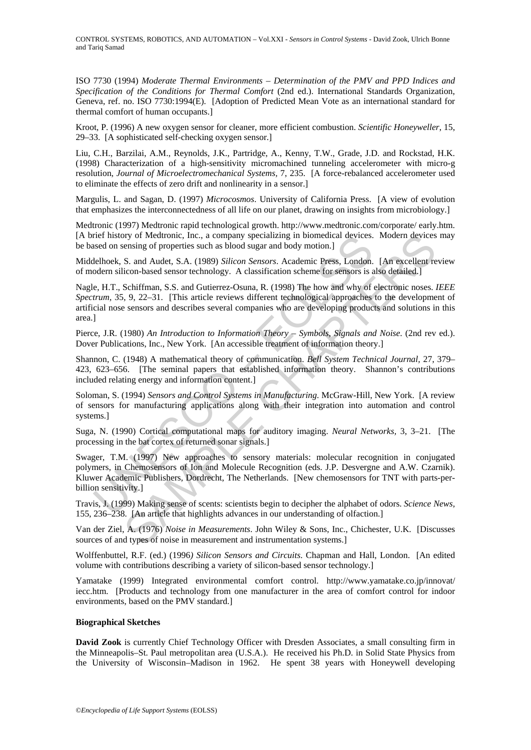ISO 7730 (1994) *Moderate Thermal Environments – Determination of the PMV and PPD Indices and Specification of the Conditions for Thermal Comfort* (2nd ed.). International Standards Organization, Geneva, ref. no. ISO 7730:1994(E). [Adoption of Predicted Mean Vote as an international standard for thermal comfort of human occupants.]

Kroot, P. (1996) A new oxygen sensor for cleaner, more efficient combustion. *Scientific Honeyweller*, 15, 29–33. [A sophisticated self-checking oxygen sensor.]

Liu, C.H., Barzilai, A.M., Reynolds, J.K., Partridge, A., Kenny, T.W., Grade, J.D. and Rockstad, H.K. (1998) Characterization of a high-sensitivity micromachined tunneling accelerometer with micro-g resolution, *Journal of Microelectromechanical Systems*, 7, 235. [A force-rebalanced accelerometer used to eliminate the effects of zero drift and nonlinearity in a sensor.]

Margulis, L. and Sagan, D. (1997) *Microcosmos*. University of California Press. [A view of evolution that emphasizes the interconnectedness of all life on our planet, drawing on insights from microbiology.]

Medtronic (1997) Medtronic rapid technological growth. http://www.medtronic.com/corporate/ early.htm. [A brief history of Medtronic, Inc., a company specializing in biomedical devices. Modern devices may be based on sensing of properties such as blood sugar and body motion.]

Middelhoek, S. and Audet, S.A. (1989) *Silicon Sensors*. Academic Press, London. [An excellent review of modern silicon-based sensor technology. A classification scheme for sensors is also detailed.]

Nagle, H.T., Schiffman, S.S. and Gutierrez-Osuna, R. (1998) The how and why of electronic noses. *IEEE Spectrum*, 35, 9, 22–31. [This article reviews different technological approaches to the development of artificial nose sensors and describes several companies who are developing products and solutions in this area.]

Pierce, J.R. (1980) *An Introduction to Information Theory – Symbols, Signals and Noise*. (2nd rev ed.). Dover Publications, Inc., New York. [An accessible treatment of information theory.]

Shannon, C. (1948) A mathematical theory of communication. *Bell System Technical Journal*, 27, 379–423, 623–656. [The seminal papers that established information theory. Shannon's contributions included relating energy and information content.]

Soloman, S. (1994) *Sensors and Control Systems in Manufacturing*. McGraw-Hill, New York. [A review of sensors for manufacturing applications along with their integration into automation and control systems.]

Suga, N. (1990) Cortical computational maps for auditory imaging. *Neural Networks*, 3, 3–21. [The processing in the bat cortex of returned sonar signals.]

Swager, T.M. (1997) New approaches to sensory materials: molecular recognition in conjugated polymers, in Chemosensors of Ion and Molecule Recognition (eds. J.P. Desvergne and A.W. Czarnik). Kluwer Academic Publishers, Dordrecht, The Netherlands. [New chemosensors for TNT with parts-per-billion sensitivity.]

Travis, J. (1999) Making sense of scents: scientists begin to decipher the alphabet of odors. *Science News*, 155, 236–238. [An article that highlights advances in our understanding of olfaction.]

Van der Ziel, A. (1976) *Noise in Measurements*. John Wiley & Sons, Inc., Chichester, U.K. [Discusses sources of and types of noise in measurement and instrumentation systems.]

Wolffenbuttel, R.F. (ed.) (1996) *Silicon Sensors and Circuits*. Chapman and Hall, London. [An edited volume with contributions describing a variety of silicon-based sensor technology.]

Yamatake (1999) Integrated environmental comfort control. http://www.yamatake.co.jp/innovat/ iecc.htm. [Products and technology from one manufacturer in the area of comfort control for indoor environments, based on the PMV standard.]

**Biographical Sketches**

**David Zook** is currently Chief Technology Officer with Dresden Associates, a small consulting firm in the Minneapolis–St. Paul metropolitan area (U.S.A.). He received his Ph.D. in Solid State Physics from the University of Wisconsin–Madison in 1962. He spent 38 years with Honeywell developing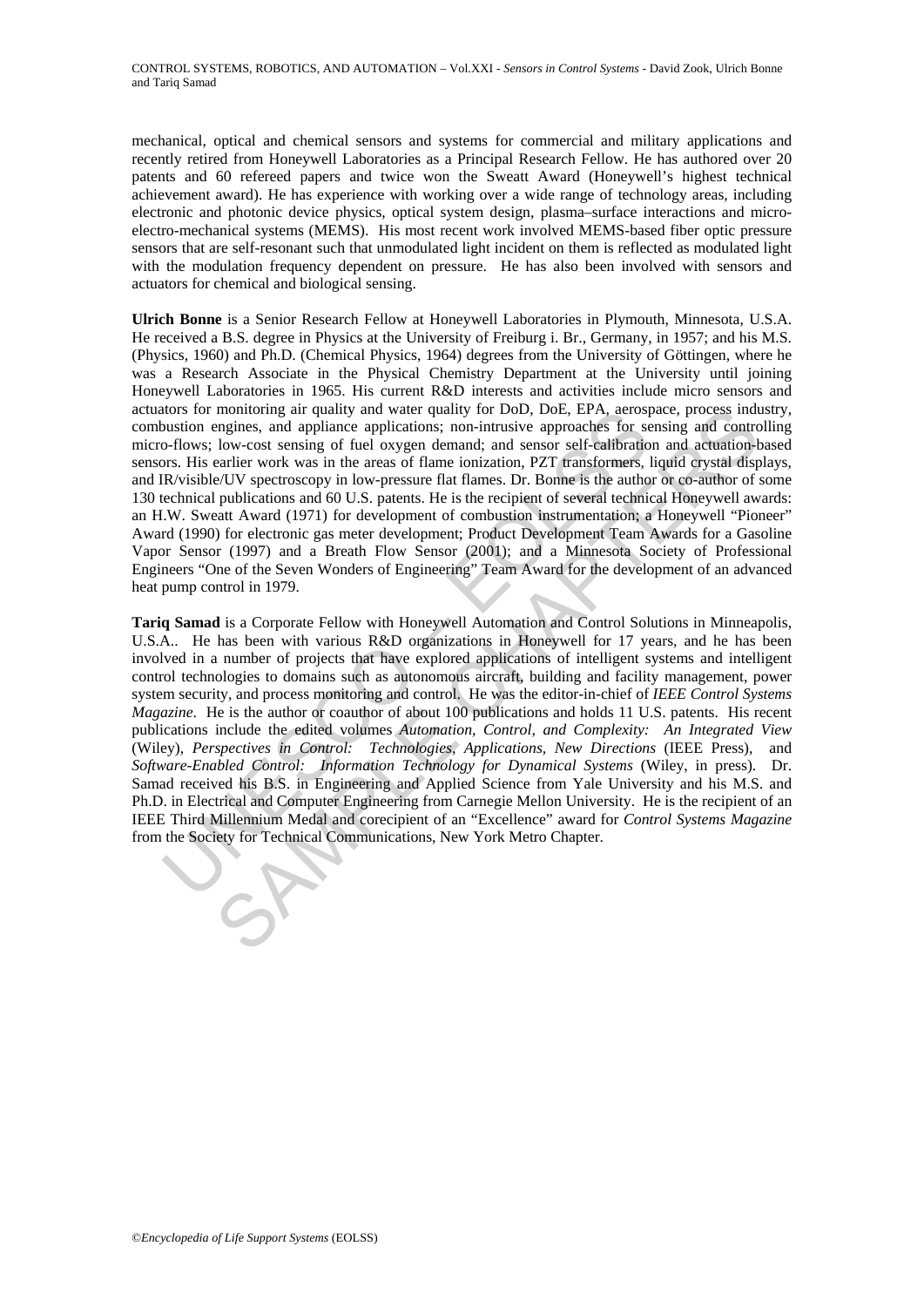mechanical, optical and chemical sensors and systems for commercial and military applications and recently retired from Honeywell Laboratories as a Principal Research Fellow. He has authored over 20 patents and 60 refereed papers and twice won the Sweatt Award (Honeywell's highest technical achievement award). He has experience with working over a wide range of technology areas, including electronic and photonic device physics, optical system design, plasma–surface interactions and micro-electro-mechanical systems (MEMS). His most recent work involved MEMS-based fiber optic pressure sensors that are self-resonant such that unmodulated light incident on them is reflected as modulated light with the modulation frequency dependent on pressure. He has also been involved with sensors and actuators for chemical and biological sensing.

**Ulrich Bonne** is a Senior Research Fellow at Honeywell Laboratories in Plymouth, Minnesota, U.S.A. He received a B.S. degree in Physics at the University of Freiburg i. Br., Germany, in 1957; and his M.S. (Physics, 1960) and Ph.D. (Chemical Physics, 1964) degrees from the University of Göttingen, where he was a Research Associate in the Physical Chemistry Department at the University until joining Honeywell Laboratories in 1965. His current R&D interests and activities include micro sensors and actuators for monitoring air quality and water quality for DoD, DoE, EPA, aerospace, process industry, combustion engines, and appliance applications; non-intrusive approaches for sensing and controlling micro-flows; low-cost sensing of fuel oxygen demand; and sensor self-calibration and actuation-based sensors. His earlier work was in the areas of flame ionization, PZT transformers, liquid crystal displays, and IR/visible/UV spectroscopy in low-pressure flat flames. Dr. Bonne is the author or co-author of some 130 technical publications and 60 U.S. patents. He is the recipient of several technical Honeywell awards: an H.W. Sweatt Award (1971) for development of combustion instrumentation; a Honeywell "Pioneer" Award (1990) for electronic gas meter development; Product Development Team Awards for a Gasoline Vapor Sensor (1997) and a Breath Flow Sensor (2001); and a Minnesota Society of Professional Engineers "One of the Seven Wonders of Engineering" Team Award for the development of an advanced heat pump control in 1979.

**Tariq Samad** is a Corporate Fellow with Honeywell Automation and Control Solutions in Minneapolis, U.S.A.. He has been with various R&D organizations in Honeywell for 17 years, and he has been involved in a number of projects that have explored applications of intelligent systems and intelligent control technologies to domains such as autonomous aircraft, building and facility management, power system security, and process monitoring and control. He was the editor-in-chief of *IEEE Control Systems Magazine*. He is the author or coauthor of about 100 publications and holds 11 U.S. patents. His recent publications include the edited volumes *Automation, Control, and Complexity: An Integrated View* (Wiley), *Perspectives in Control: Technologies, Applications, New Directions* (IEEE Press), and *Software-Enabled Control: Information Technology for Dynamical Systems* (Wiley, in press). Dr. Samad received his B.S. in Engineering and Applied Science from Yale University and his M.S. and Ph.D. in Electrical and Computer Engineering from Carnegie Mellon University. He is the recipient of an IEEE Third Millennium Medal and corecipient of an "Excellence" award for *Control Systems Magazine* from the Society for Technical Communications, New York Metro Chapter.